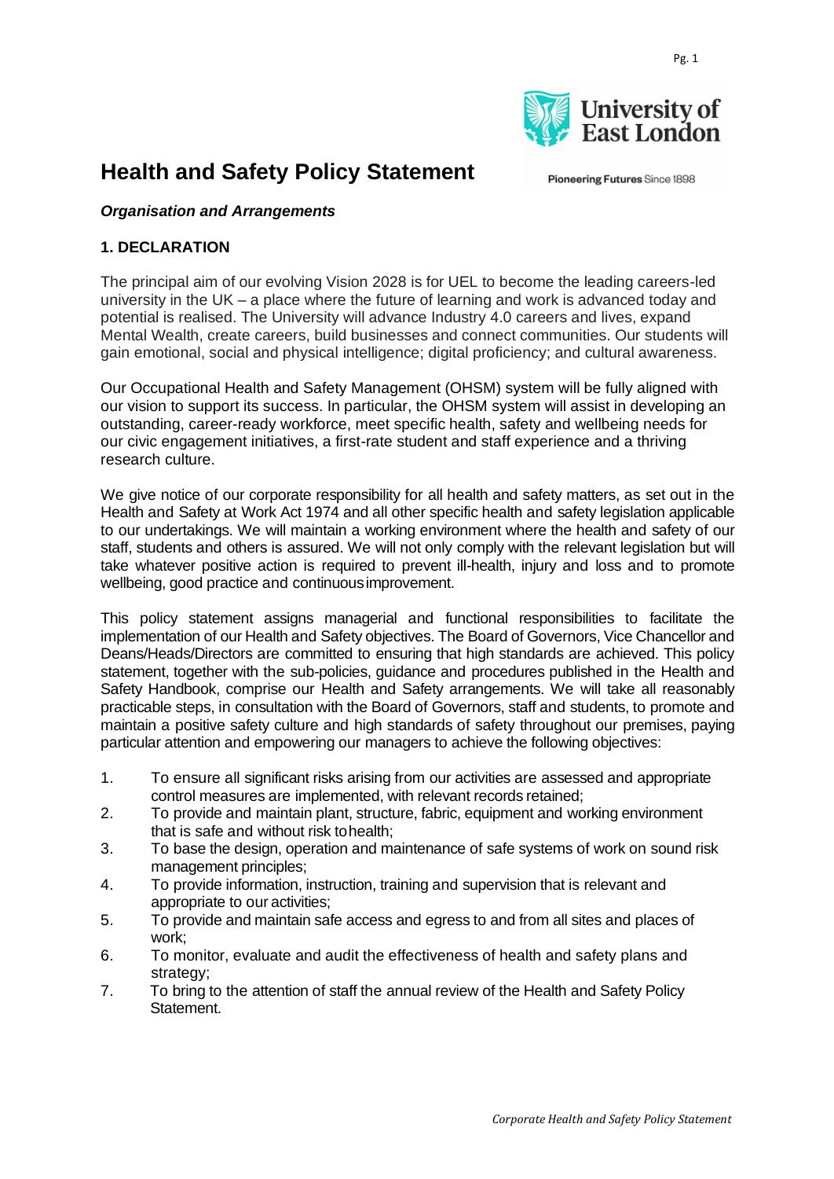# Health and Safety Policy Statement

***Organisation and Arrangements***

## 1. DECLARATION

The principal aim of our evolving Vision 2028 is for UEL to become the leading careers-led university in the UK – a place where the future of learning and work is advanced today and potential is realised. The University will advance Industry 4.0 careers and lives, expand Mental Wealth, create careers, build businesses and connect communities. Our students will gain emotional, social and physical intelligence; digital proficiency; and cultural awareness.

Our Occupational Health and Safety Management (OHSM) system will be fully aligned with our vision to support its success. In particular, the OHSM system will assist in developing an outstanding, career-ready workforce, meet specific health, safety and wellbeing needs for our civic engagement initiatives, a first-rate student and staff experience and a thriving research culture.

We give notice of our corporate responsibility for all health and safety matters, as set out in the Health and Safety at Work Act 1974 and all other specific health and safety legislation applicable to our undertakings. We will maintain a working environment where the health and safety of our staff, students and others is assured. We will not only comply with the relevant legislation but will take whatever positive action is required to prevent ill-health, injury and loss and to promote wellbeing, good practice and continuous improvement.

This policy statement assigns managerial and functional responsibilities to facilitate the implementation of our Health and Safety objectives. The Board of Governors, Vice Chancellor and Deans/Heads/Directors are committed to ensuring that high standards are achieved. This policy statement, together with the sub-policies, guidance and procedures published in the Health and Safety Handbook, comprise our Health and Safety arrangements. We will take all reasonably practicable steps, in consultation with the Board of Governors, staff and students, to promote and maintain a positive safety culture and high standards of safety throughout our premises, paying particular attention and empowering our managers to achieve the following objectives:

1. To ensure all significant risks arising from our activities are assessed and appropriate control measures are implemented, with relevant records retained;
2. To provide and maintain plant, structure, fabric, equipment and working environment that is safe and without risk to health;
3. To base the design, operation and maintenance of safe systems of work on sound risk management principles;
4. To provide information, instruction, training and supervision that is relevant and appropriate to our activities;
5. To provide and maintain safe access and egress to and from all sites and places of work;
6. To monitor, evaluate and audit the effectiveness of health and safety plans and strategy;
7. To bring to the attention of staff the annual review of the Health and Safety Policy Statement.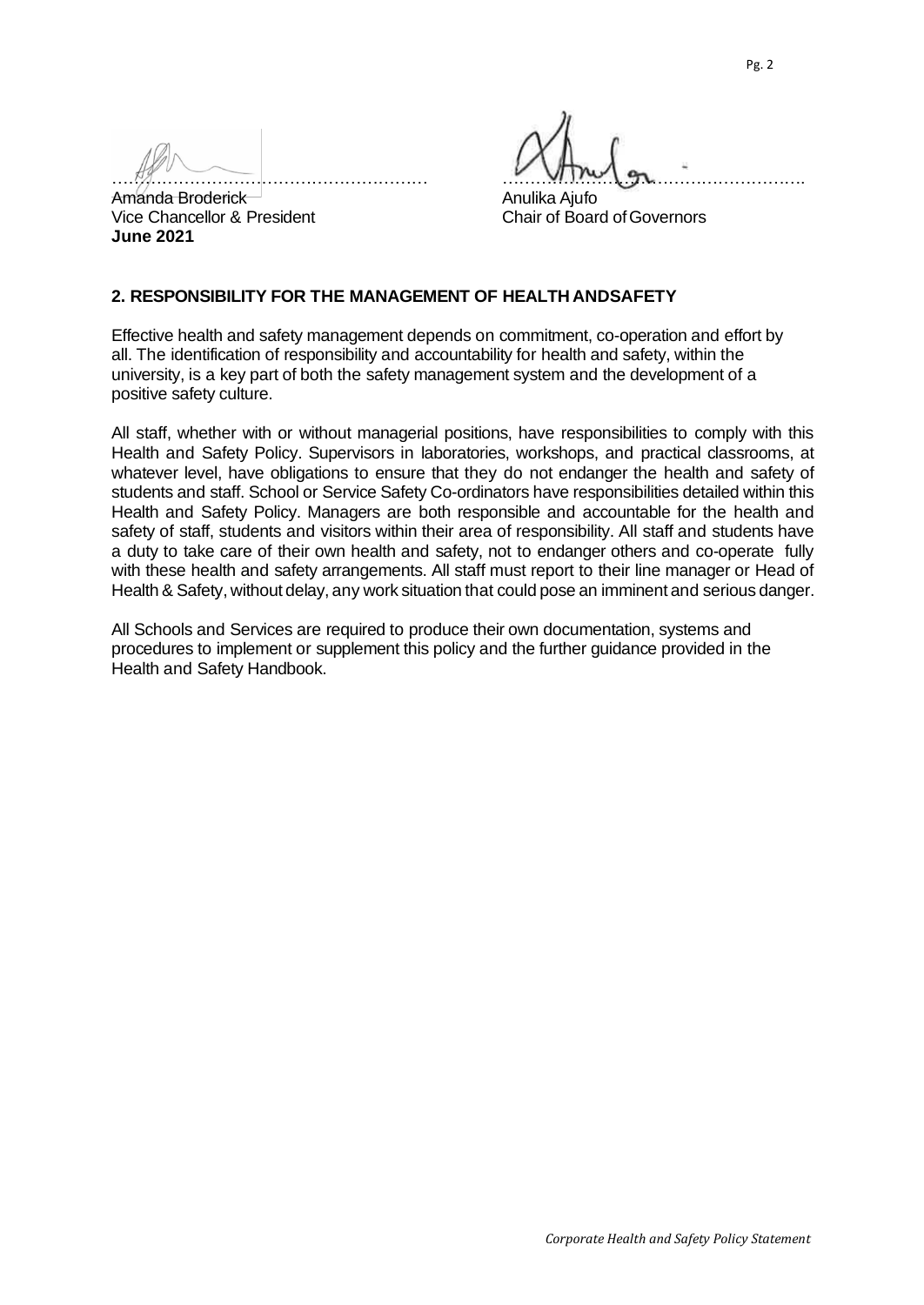……………………………………………………

Amanda Broderick
Vice Chancellor & President
**June 2021**

……………………………………………….

Anulika Ajufo
Chair of Board of Governors

## 2. RESPONSIBILITY FOR THE MANAGEMENT OF HEALTH ANDSAFETY

Effective health and safety management depends on commitment, co-operation and effort by all. The identification of responsibility and accountability for health and safety, within the university, is a key part of both the safety management system and the development of a positive safety culture.

All staff, whether with or without managerial positions, have responsibilities to comply with this Health and Safety Policy. Supervisors in laboratories, workshops, and practical classrooms, at whatever level, have obligations to ensure that they do not endanger the health and safety of students and staff. School or Service Safety Co-ordinators have responsibilities detailed within this Health and Safety Policy. Managers are both responsible and accountable for the health and safety of staff, students and visitors within their area of responsibility. All staff and students have a duty to take care of their own health and safety, not to endanger others and co-operate fully with these health and safety arrangements. All staff must report to their line manager or Head of Health & Safety, without delay, any work situation that could pose an imminent and serious danger.

All Schools and Services are required to produce their own documentation, systems and procedures to implement or supplement this policy and the further guidance provided in the Health and Safety Handbook.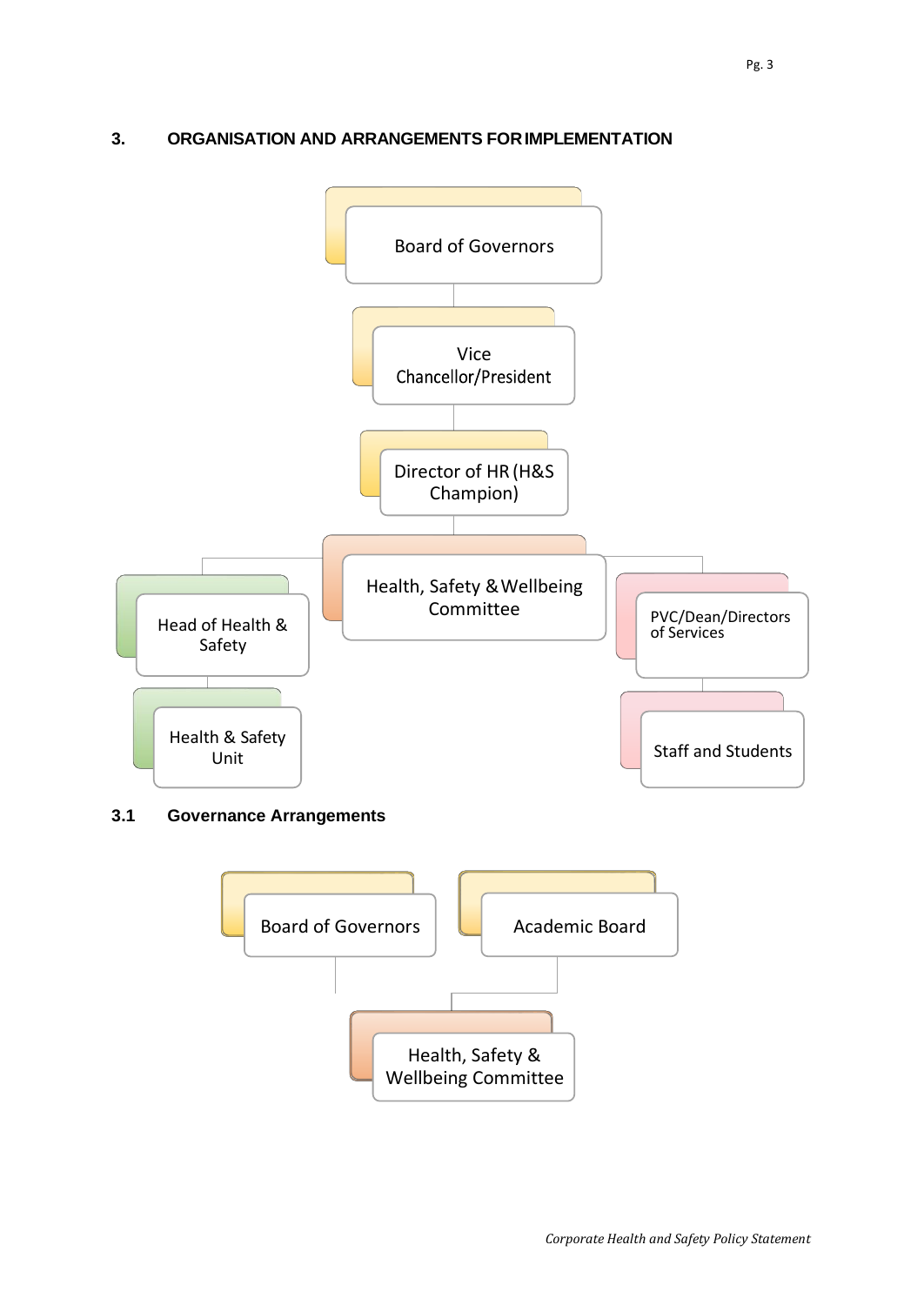## 3. ORGANISATION AND ARRANGEMENTS FOR IMPLEMENTATION

Board of Governors

Vice Chancellor/President

Director of HR (H&S Champion)

Health, Safety & Wellbeing Committee

Head of Health & Safety

Health & Safety Unit

PVC/Dean/Directors of Services

Staff and Students

### 3.1 Governance Arrangements

Board of Governors

Academic Board

Health, Safety & Wellbeing Committee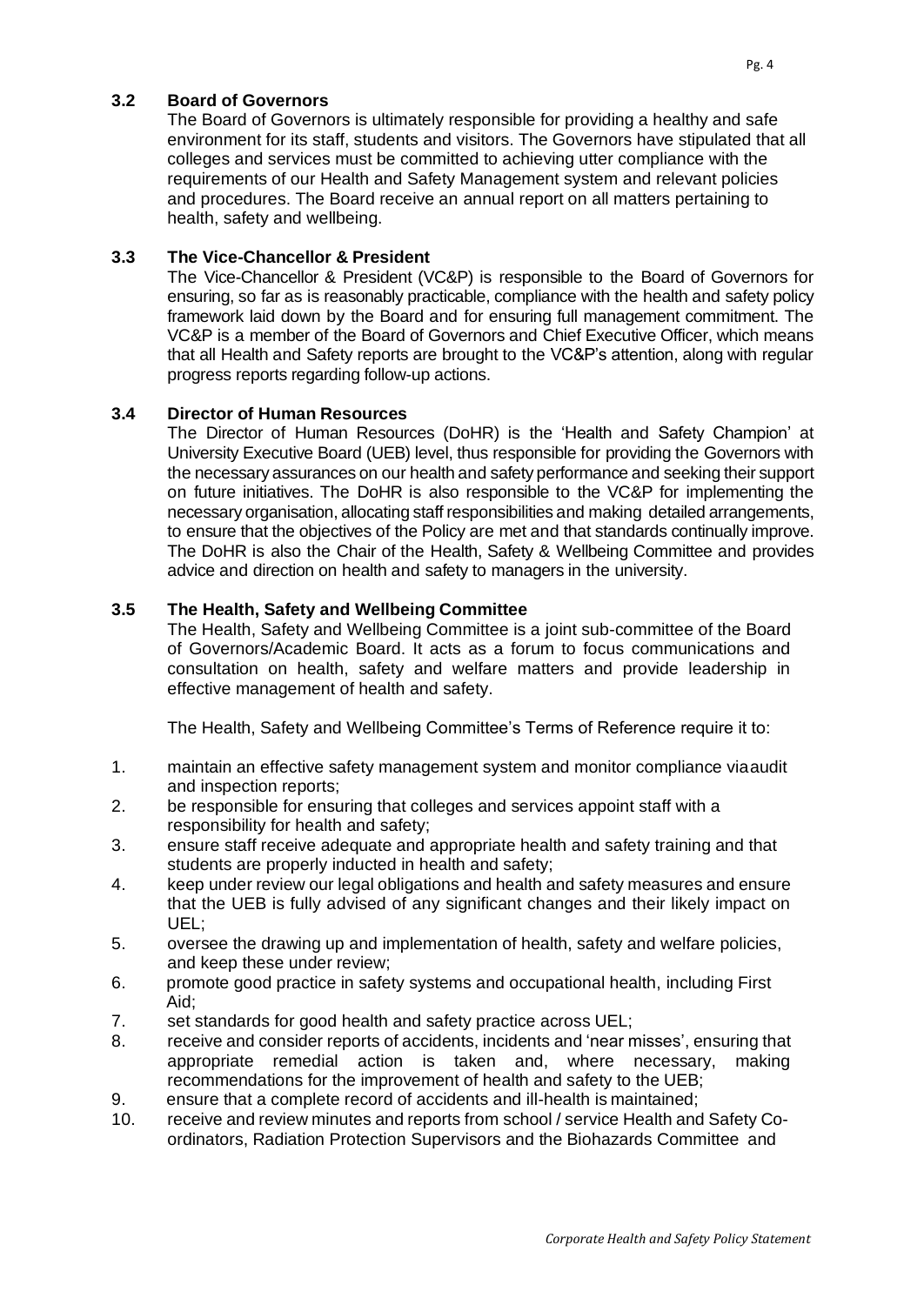### 3.2 Board of Governors

The Board of Governors is ultimately responsible for providing a healthy and safe environment for its staff, students and visitors. The Governors have stipulated that all colleges and services must be committed to achieving utter compliance with the requirements of our Health and Safety Management system and relevant policies and procedures. The Board receive an annual report on all matters pertaining to health, safety and wellbeing.

### 3.3 The Vice-Chancellor & President

The Vice-Chancellor & President (VC&P) is responsible to the Board of Governors for ensuring, so far as is reasonably practicable, compliance with the health and safety policy framework laid down by the Board and for ensuring full management commitment. The VC&P is a member of the Board of Governors and Chief Executive Officer, which means that all Health and Safety reports are brought to the VC&P's attention, along with regular progress reports regarding follow-up actions.

### 3.4 Director of Human Resources

The Director of Human Resources (DoHR) is the 'Health and Safety Champion' at University Executive Board (UEB) level, thus responsible for providing the Governors with the necessary assurances on our health and safety performance and seeking their support on future initiatives. The DoHR is also responsible to the VC&P for implementing the necessary organisation, allocating staff responsibilities and making detailed arrangements, to ensure that the objectives of the Policy are met and that standards continually improve. The DoHR is also the Chair of the Health, Safety & Wellbeing Committee and provides advice and direction on health and safety to managers in the university.

### 3.5 The Health, Safety and Wellbeing Committee

The Health, Safety and Wellbeing Committee is a joint sub-committee of the Board of Governors/Academic Board. It acts as a forum to focus communications and consultation on health, safety and welfare matters and provide leadership in effective management of health and safety.

The Health, Safety and Wellbeing Committee's Terms of Reference require it to:

1. maintain an effective safety management system and monitor compliance viaaudit and inspection reports;
2. be responsible for ensuring that colleges and services appoint staff with a responsibility for health and safety;
3. ensure staff receive adequate and appropriate health and safety training and that students are properly inducted in health and safety;
4. keep under review our legal obligations and health and safety measures and ensure that the UEB is fully advised of any significant changes and their likely impact on UEL;
5. oversee the drawing up and implementation of health, safety and welfare policies, and keep these under review;
6. promote good practice in safety systems and occupational health, including First Aid;
7. set standards for good health and safety practice across UEL;
8. receive and consider reports of accidents, incidents and 'near misses', ensuring that appropriate remedial action is taken and, where necessary, making recommendations for the improvement of health and safety to the UEB;
9. ensure that a complete record of accidents and ill-health is maintained;
10. receive and review minutes and reports from school / service Health and Safety Co-ordinators, Radiation Protection Supervisors and the Biohazards Committee and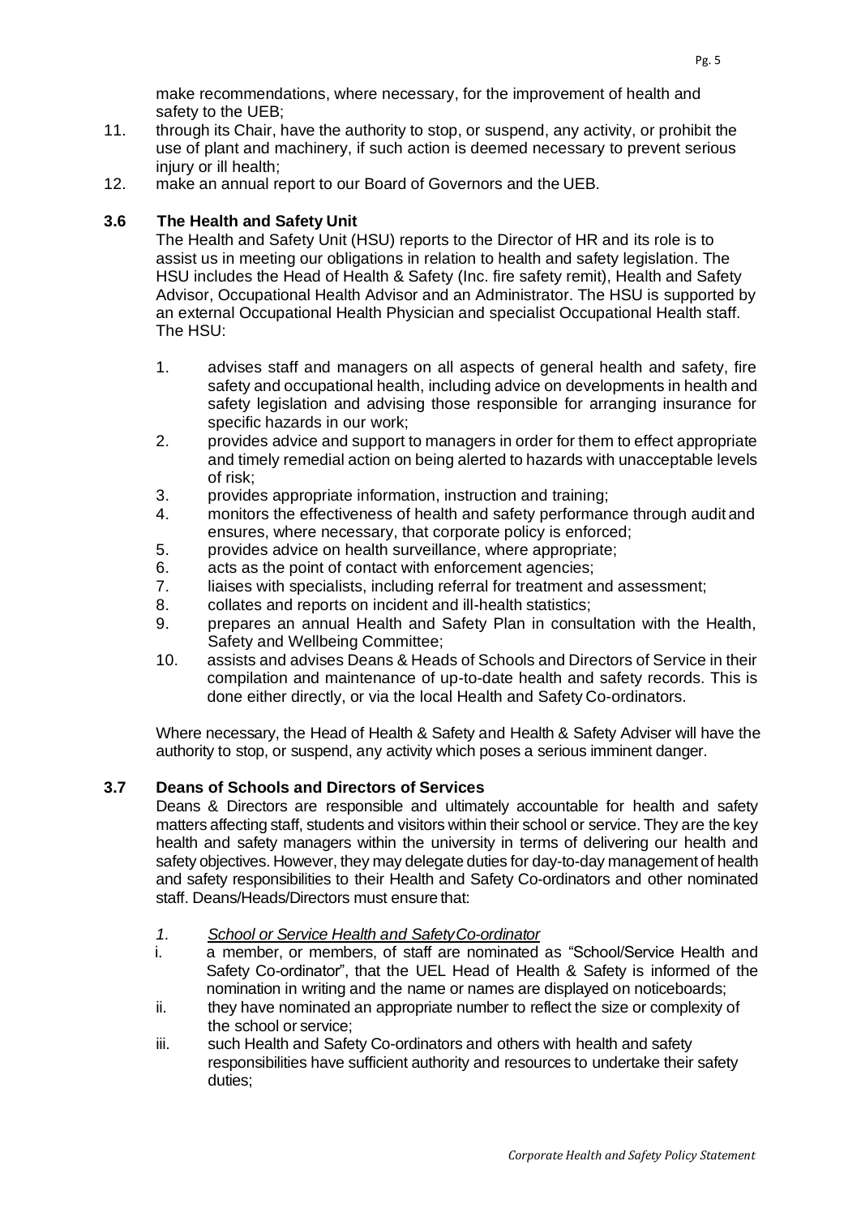make recommendations, where necessary, for the improvement of health and safety to the UEB;

11. through its Chair, have the authority to stop, or suspend, any activity, or prohibit the use of plant and machinery, if such action is deemed necessary to prevent serious injury or ill health;
12. make an annual report to our Board of Governors and the UEB.

### 3.6 The Health and Safety Unit

The Health and Safety Unit (HSU) reports to the Director of HR and its role is to assist us in meeting our obligations in relation to health and safety legislation. The HSU includes the Head of Health & Safety (Inc. fire safety remit), Health and Safety Advisor, Occupational Health Advisor and an Administrator. The HSU is supported by an external Occupational Health Physician and specialist Occupational Health staff. The HSU:

1. advises staff and managers on all aspects of general health and safety, fire safety and occupational health, including advice on developments in health and safety legislation and advising those responsible for arranging insurance for specific hazards in our work;
2. provides advice and support to managers in order for them to effect appropriate and timely remedial action on being alerted to hazards with unacceptable levels of risk;
3. provides appropriate information, instruction and training;
4. monitors the effectiveness of health and safety performance through audit and ensures, where necessary, that corporate policy is enforced;
5. provides advice on health surveillance, where appropriate;
6. acts as the point of contact with enforcement agencies;
7. liaises with specialists, including referral for treatment and assessment;
8. collates and reports on incident and ill-health statistics;
9. prepares an annual Health and Safety Plan in consultation with the Health, Safety and Wellbeing Committee;
10. assists and advises Deans & Heads of Schools and Directors of Service in their compilation and maintenance of up-to-date health and safety records. This is done either directly, or via the local Health and Safety Co-ordinators.

Where necessary, the Head of Health & Safety and Health & Safety Adviser will have the authority to stop, or suspend, any activity which poses a serious imminent danger.

### 3.7 Deans of Schools and Directors of Services

Deans & Directors are responsible and ultimately accountable for health and safety matters affecting staff, students and visitors within their school or service. They are the key health and safety managers within the university in terms of delivering our health and safety objectives. However, they may delegate duties for day-to-day management of health and safety responsibilities to their Health and Safety Co-ordinators and other nominated staff. Deans/Heads/Directors must ensure that:

1. *School or Service Health and Safety Co-ordinator*

i. a member, or members, of staff are nominated as "School/Service Health and Safety Co-ordinator", that the UEL Head of Health & Safety is informed of the nomination in writing and the name or names are displayed on noticeboards;

ii. they have nominated an appropriate number to reflect the size or complexity of the school or service;

iii. such Health and Safety Co-ordinators and others with health and safety responsibilities have sufficient authority and resources to undertake their safety duties;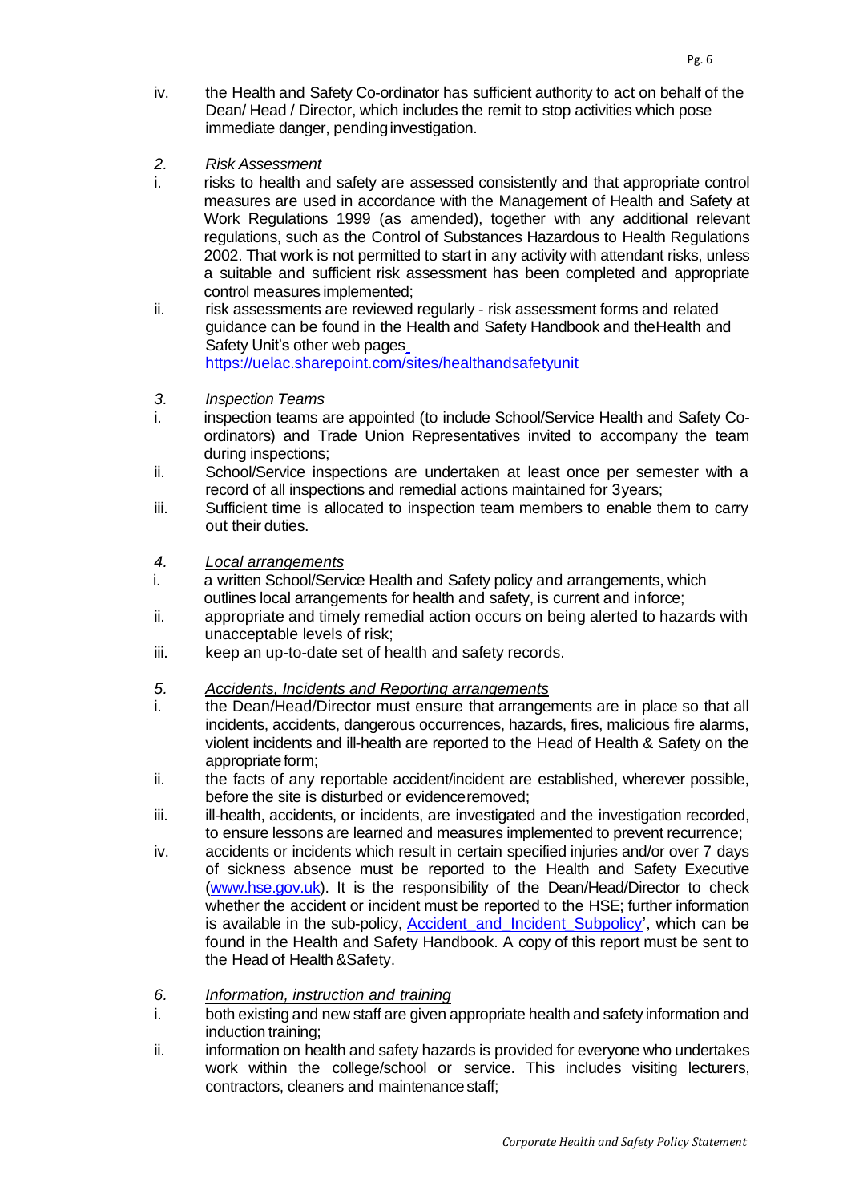iv. the Health and Safety Co-ordinator has sufficient authority to act on behalf of the Dean/ Head / Director, which includes the remit to stop activities which pose immediate danger, pending investigation.

*2. Risk Assessment*

i. risks to health and safety are assessed consistently and that appropriate control measures are used in accordance with the Management of Health and Safety at Work Regulations 1999 (as amended), together with any additional relevant regulations, such as the Control of Substances Hazardous to Health Regulations 2002. That work is not permitted to start in any activity with attendant risks, unless a suitable and sufficient risk assessment has been completed and appropriate control measures implemented;

ii. risk assessments are reviewed regularly - risk assessment forms and related guidance can be found in the Health and Safety Handbook and theHealth and Safety Unit's other web pages https://uelac.sharepoint.com/sites/healthandsafetyunit

*3. Inspection Teams*

i. inspection teams are appointed (to include School/Service Health and Safety Co-ordinators) and Trade Union Representatives invited to accompany the team during inspections;

ii. School/Service inspections are undertaken at least once per semester with a record of all inspections and remedial actions maintained for 3years;

iii. Sufficient time is allocated to inspection team members to enable them to carry out their duties.

*4. Local arrangements*

i. a written School/Service Health and Safety policy and arrangements, which outlines local arrangements for health and safety, is current and inforce;

ii. appropriate and timely remedial action occurs on being alerted to hazards with unacceptable levels of risk;

iii. keep an up-to-date set of health and safety records.

*5. Accidents, Incidents and Reporting arrangements*

i. the Dean/Head/Director must ensure that arrangements are in place so that all incidents, accidents, dangerous occurrences, hazards, fires, malicious fire alarms, violent incidents and ill-health are reported to the Head of Health & Safety on the appropriate form;

ii. the facts of any reportable accident/incident are established, wherever possible, before the site is disturbed or evidenceremoved;

iii. ill-health, accidents, or incidents, are investigated and the investigation recorded, to ensure lessons are learned and measures implemented to prevent recurrence;

iv. accidents or incidents which result in certain specified injuries and/or over 7 days of sickness absence must be reported to the Health and Safety Executive (www.hse.gov.uk). It is the responsibility of the Dean/Head/Director to check whether the accident or incident must be reported to the HSE; further information is available in the sub-policy, 'Accident and Incident Subpolicy', which can be found in the Health and Safety Handbook. A copy of this report must be sent to the Head of Health &Safety.

*6. Information, instruction and training*

i. both existing and new staff are given appropriate health and safety information and induction training;

ii. information on health and safety hazards is provided for everyone who undertakes work within the college/school or service. This includes visiting lecturers, contractors, cleaners and maintenance staff;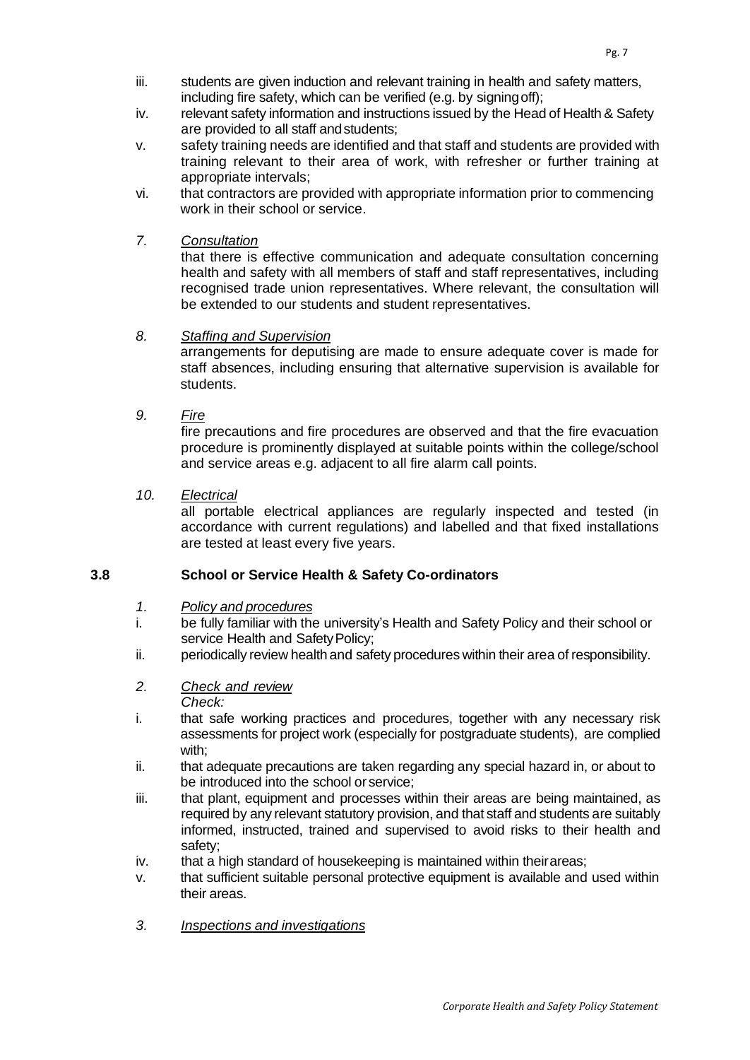iii. students are given induction and relevant training in health and safety matters, including fire safety, which can be verified (e.g. by signing off);

iv. relevant safety information and instructions issued by the Head of Health & Safety are provided to all staff and students;

v. safety training needs are identified and that staff and students are provided with training relevant to their area of work, with refresher or further training at appropriate intervals;

vi. that contractors are provided with appropriate information prior to commencing work in their school or service.

*7. <u>Consultation</u>*

that there is effective communication and adequate consultation concerning health and safety with all members of staff and staff representatives, including recognised trade union representatives. Where relevant, the consultation will be extended to our students and student representatives.

*8. <u>Staffing and Supervision</u>*

arrangements for deputising are made to ensure adequate cover is made for staff absences, including ensuring that alternative supervision is available for students.

*9. <u>Fire</u>*

fire precautions and fire procedures are observed and that the fire evacuation procedure is prominently displayed at suitable points within the college/school and service areas e.g. adjacent to all fire alarm call points.

*10. <u>Electrical</u>*

all portable electrical appliances are regularly inspected and tested (in accordance with current regulations) and labelled and that fixed installations are tested at least every five years.

### 3.8 School or Service Health & Safety Co-ordinators

*1. <u>Policy and procedures</u>*

i. be fully familiar with the university's Health and Safety Policy and their school or service Health and Safety Policy;

ii. periodically review health and safety procedures within their area of responsibility.

*2. <u>Check and review</u>*

*Check:*

i. that safe working practices and procedures, together with any necessary risk assessments for project work (especially for postgraduate students), are complied with;

ii. that adequate precautions are taken regarding any special hazard in, or about to be introduced into the school or service;

iii. that plant, equipment and processes within their areas are being maintained, as required by any relevant statutory provision, and that staff and students are suitably informed, instructed, trained and supervised to avoid risks to their health and safety;

iv. that a high standard of housekeeping is maintained within their areas;

v. that sufficient suitable personal protective equipment is available and used within their areas.

*3. <u>Inspections and investigations</u>*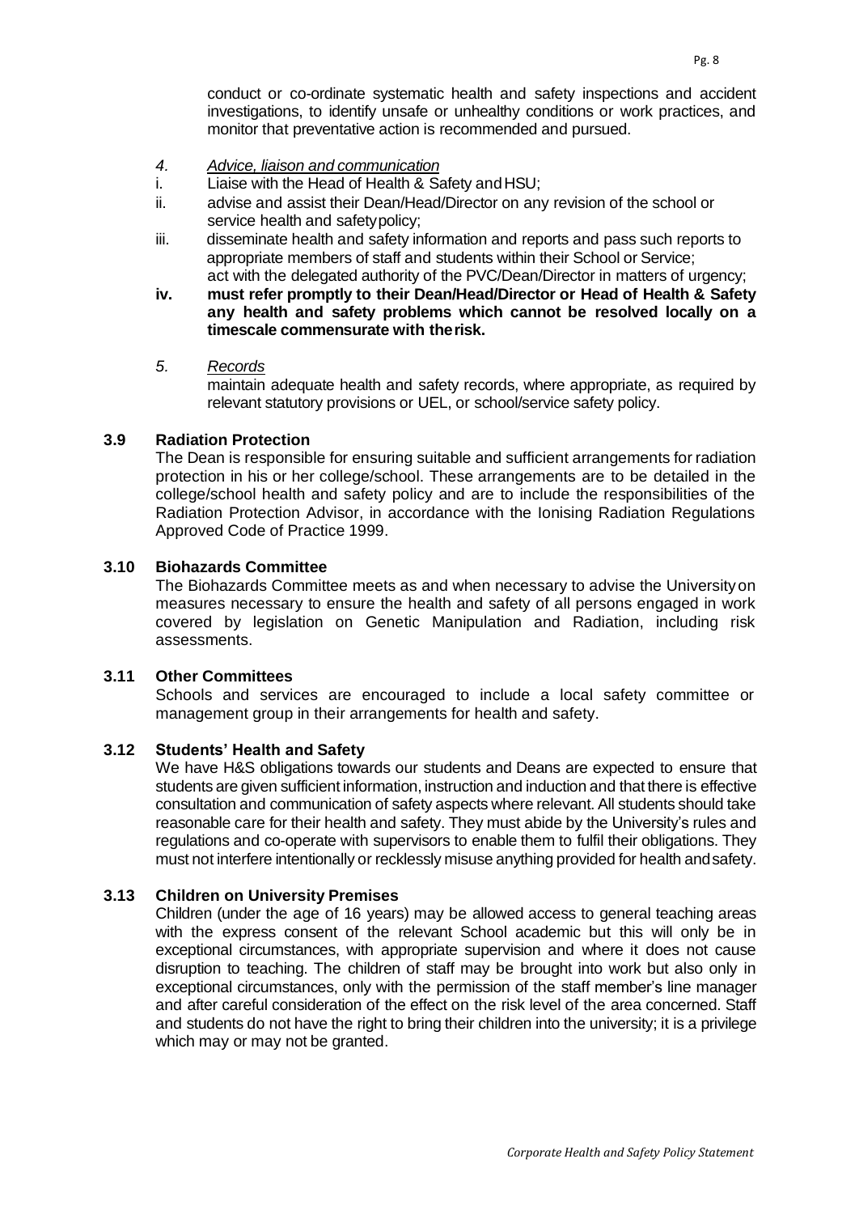conduct or co-ordinate systematic health and safety inspections and accident investigations, to identify unsafe or unhealthy conditions or work practices, and monitor that preventative action is recommended and pursued.

*4. Advice, liaison and communication*

i. Liaise with the Head of Health & Safety and HSU;

ii. advise and assist their Dean/Head/Director on any revision of the school or service health and safety policy;

iii. disseminate health and safety information and reports and pass such reports to appropriate members of staff and students within their School or Service; act with the delegated authority of the PVC/Dean/Director in matters of urgency;

**iv. must refer promptly to their Dean/Head/Director or Head of Health & Safety any health and safety problems which cannot be resolved locally on a timescale commensurate with the risk.**

*5. Records*

maintain adequate health and safety records, where appropriate, as required by relevant statutory provisions or UEL, or school/service safety policy.

### 3.9 Radiation Protection

The Dean is responsible for ensuring suitable and sufficient arrangements for radiation protection in his or her college/school. These arrangements are to be detailed in the college/school health and safety policy and are to include the responsibilities of the Radiation Protection Advisor, in accordance with the Ionising Radiation Regulations Approved Code of Practice 1999.

### 3.10 Biohazards Committee

The Biohazards Committee meets as and when necessary to advise the University on measures necessary to ensure the health and safety of all persons engaged in work covered by legislation on Genetic Manipulation and Radiation, including risk assessments.

### 3.11 Other Committees

Schools and services are encouraged to include a local safety committee or management group in their arrangements for health and safety.

### 3.12 Students' Health and Safety

We have H&S obligations towards our students and Deans are expected to ensure that students are given sufficient information, instruction and induction and that there is effective consultation and communication of safety aspects where relevant. All students should take reasonable care for their health and safety. They must abide by the University's rules and regulations and co-operate with supervisors to enable them to fulfil their obligations. They must not interfere intentionally or recklessly misuse anything provided for health and safety.

### 3.13 Children on University Premises

Children (under the age of 16 years) may be allowed access to general teaching areas with the express consent of the relevant School academic but this will only be in exceptional circumstances, with appropriate supervision and where it does not cause disruption to teaching. The children of staff may be brought into work but also only in exceptional circumstances, only with the permission of the staff member's line manager and after careful consideration of the effect on the risk level of the area concerned. Staff and students do not have the right to bring their children into the university; it is a privilege which may or may not be granted.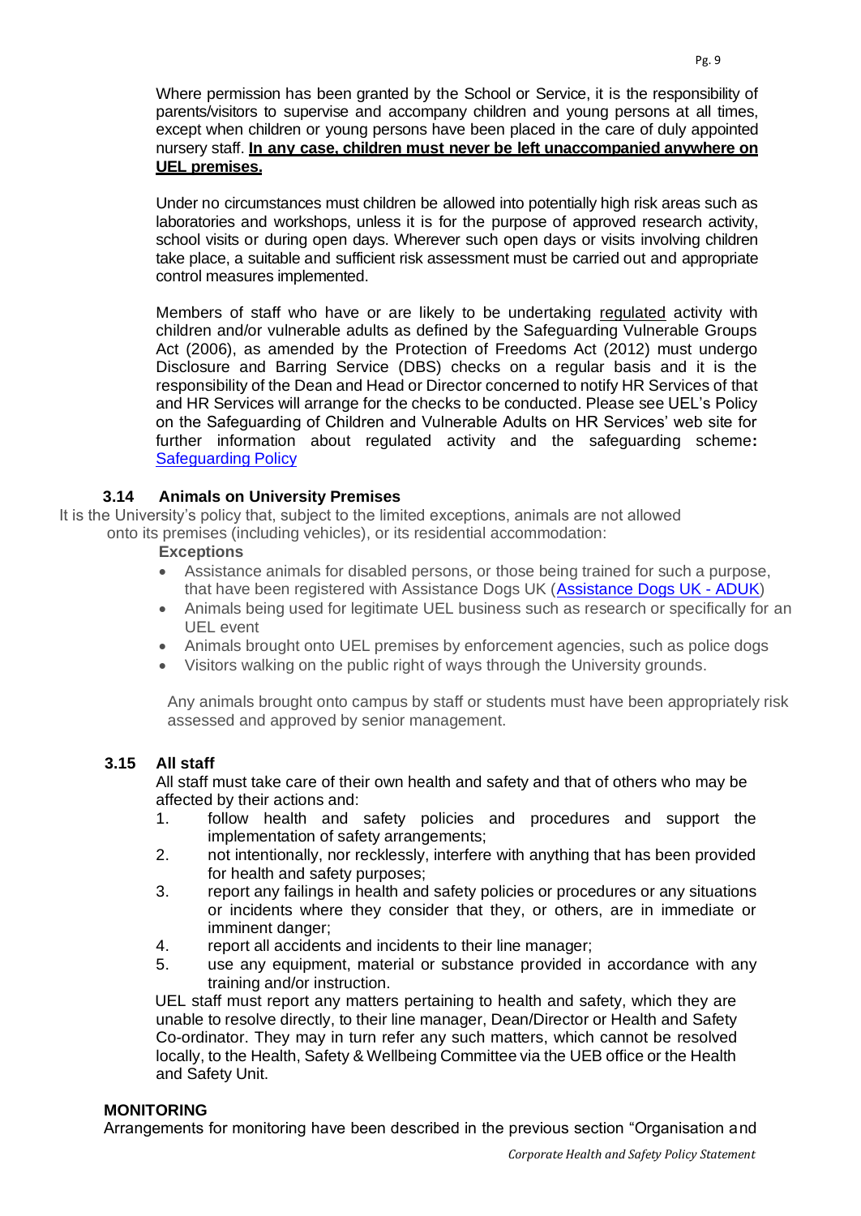Where permission has been granted by the School or Service, it is the responsibility of parents/visitors to supervise and accompany children and young persons at all times, except when children or young persons have been placed in the care of duly appointed nursery staff. **In any case, children must never be left unaccompanied anywhere on UEL premises.**

Under no circumstances must children be allowed into potentially high risk areas such as laboratories and workshops, unless it is for the purpose of approved research activity, school visits or during open days. Wherever such open days or visits involving children take place, a suitable and sufficient risk assessment must be carried out and appropriate control measures implemented.

Members of staff who have or are likely to be undertaking regulated activity with children and/or vulnerable adults as defined by the Safeguarding Vulnerable Groups Act (2006), as amended by the Protection of Freedoms Act (2012) must undergo Disclosure and Barring Service (DBS) checks on a regular basis and it is the responsibility of the Dean and Head or Director concerned to notify HR Services of that and HR Services will arrange for the checks to be conducted. Please see UEL's Policy on the Safeguarding of Children and Vulnerable Adults on HR Services' web site for further information about regulated activity and the safeguarding scheme**:** Safeguarding Policy

### 3.14 Animals on University Premises

It is the University's policy that, subject to the limited exceptions, animals are not allowed onto its premises (including vehicles), or its residential accommodation:

**Exceptions**

- Assistance animals for disabled persons, or those being trained for such a purpose, that have been registered with Assistance Dogs UK (Assistance Dogs UK - ADUK)
- Animals being used for legitimate UEL business such as research or specifically for an UEL event
- Animals brought onto UEL premises by enforcement agencies, such as police dogs
- Visitors walking on the public right of ways through the University grounds.

Any animals brought onto campus by staff or students must have been appropriately risk assessed and approved by senior management.

### 3.15 All staff

All staff must take care of their own health and safety and that of others who may be affected by their actions and:

1. follow health and safety policies and procedures and support the implementation of safety arrangements;
2. not intentionally, nor recklessly, interfere with anything that has been provided for health and safety purposes;
3. report any failings in health and safety policies or procedures or any situations or incidents where they consider that they, or others, are in immediate or imminent danger;
4. report all accidents and incidents to their line manager;
5. use any equipment, material or substance provided in accordance with any training and/or instruction.

UEL staff must report any matters pertaining to health and safety, which they are unable to resolve directly, to their line manager, Dean/Director or Health and Safety Co-ordinator. They may in turn refer any such matters, which cannot be resolved locally, to the Health, Safety & Wellbeing Committee via the UEB office or the Health and Safety Unit.

## MONITORING

Arrangements for monitoring have been described in the previous section "Organisation and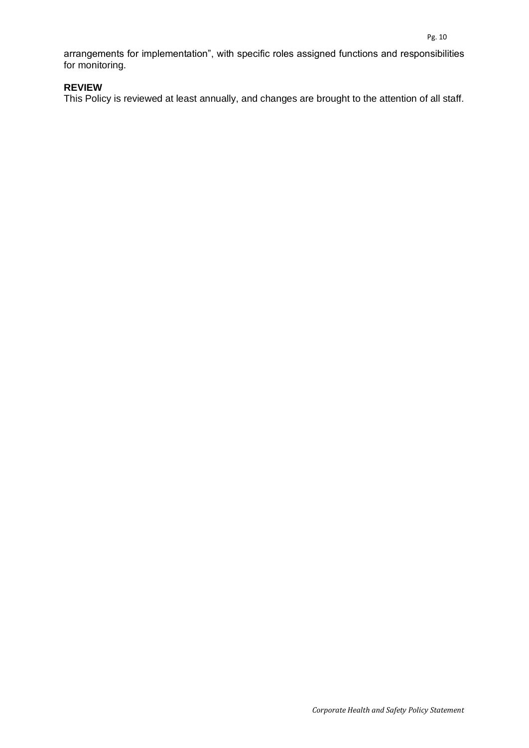arrangements for implementation", with specific roles assigned functions and responsibilities for monitoring.

**REVIEW**

This Policy is reviewed at least annually, and changes are brought to the attention of all staff.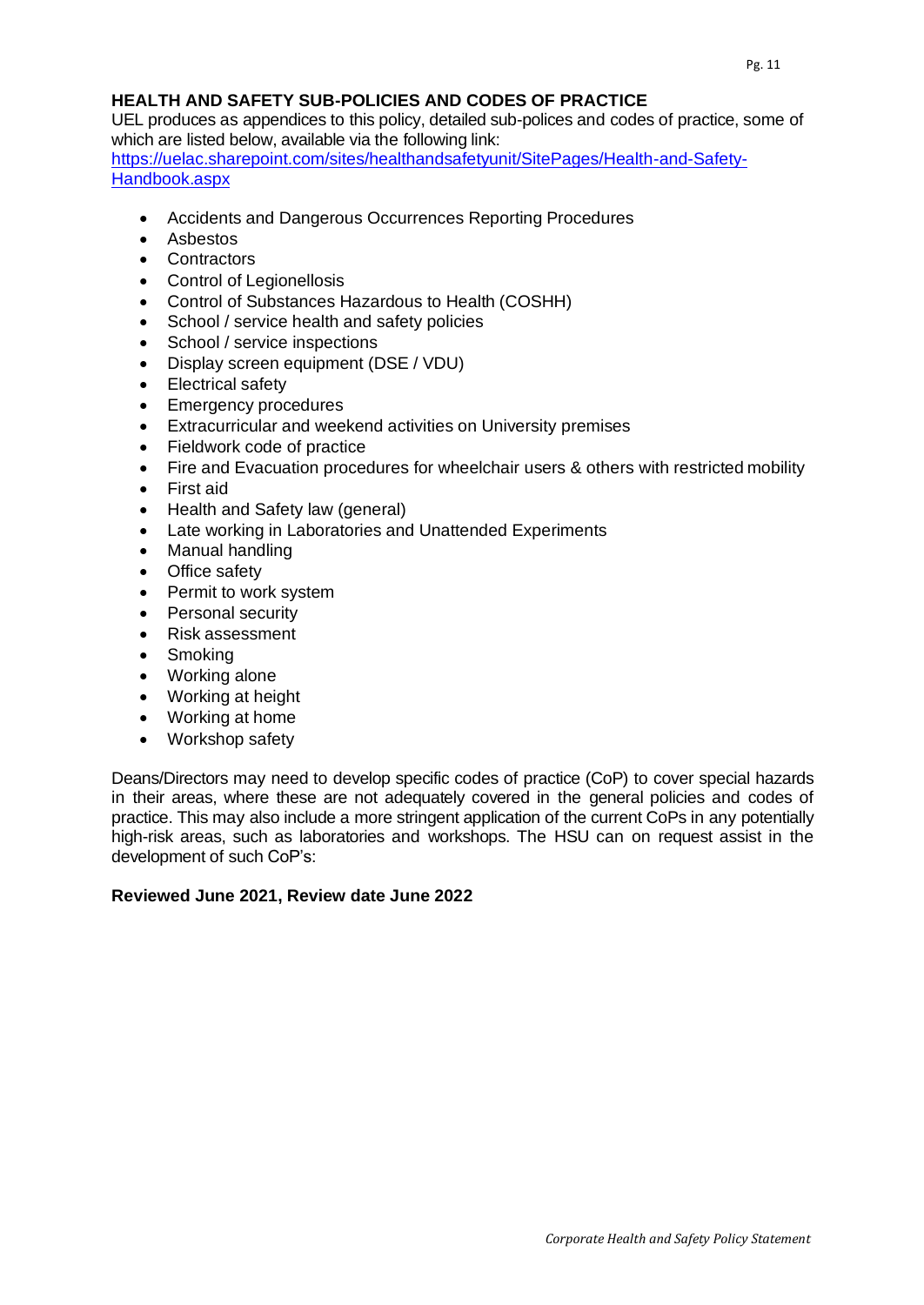## HEALTH AND SAFETY SUB-POLICIES AND CODES OF PRACTICE

UEL produces as appendices to this policy, detailed sub-polices and codes of practice, some of which are listed below, available via the following link: [https://uelac.sharepoint.com/sites/healthandsafetyunit/SitePages/Health-and-Safety-Handbook.aspx](https://uelac.sharepoint.com/sites/healthandsafetyunit/SitePages/Health-and-Safety-Handbook.aspx)

- Accidents and Dangerous Occurrences Reporting Procedures
- Asbestos
- Contractors
- Control of Legionellosis
- Control of Substances Hazardous to Health (COSHH)
- School / service health and safety policies
- School / service inspections
- Display screen equipment (DSE / VDU)
- Electrical safety
- Emergency procedures
- Extracurricular and weekend activities on University premises
- Fieldwork code of practice
- Fire and Evacuation procedures for wheelchair users & others with restricted mobility
- First aid
- Health and Safety law (general)
- Late working in Laboratories and Unattended Experiments
- Manual handling
- Office safety
- Permit to work system
- Personal security
- Risk assessment
- Smoking
- Working alone
- Working at height
- Working at home
- Workshop safety

Deans/Directors may need to develop specific codes of practice (CoP) to cover special hazards in their areas, where these are not adequately covered in the general policies and codes of practice. This may also include a more stringent application of the current CoPs in any potentially high-risk areas, such as laboratories and workshops. The HSU can on request assist in the development of such CoP's:

**Reviewed June 2021, Review date June 2022**